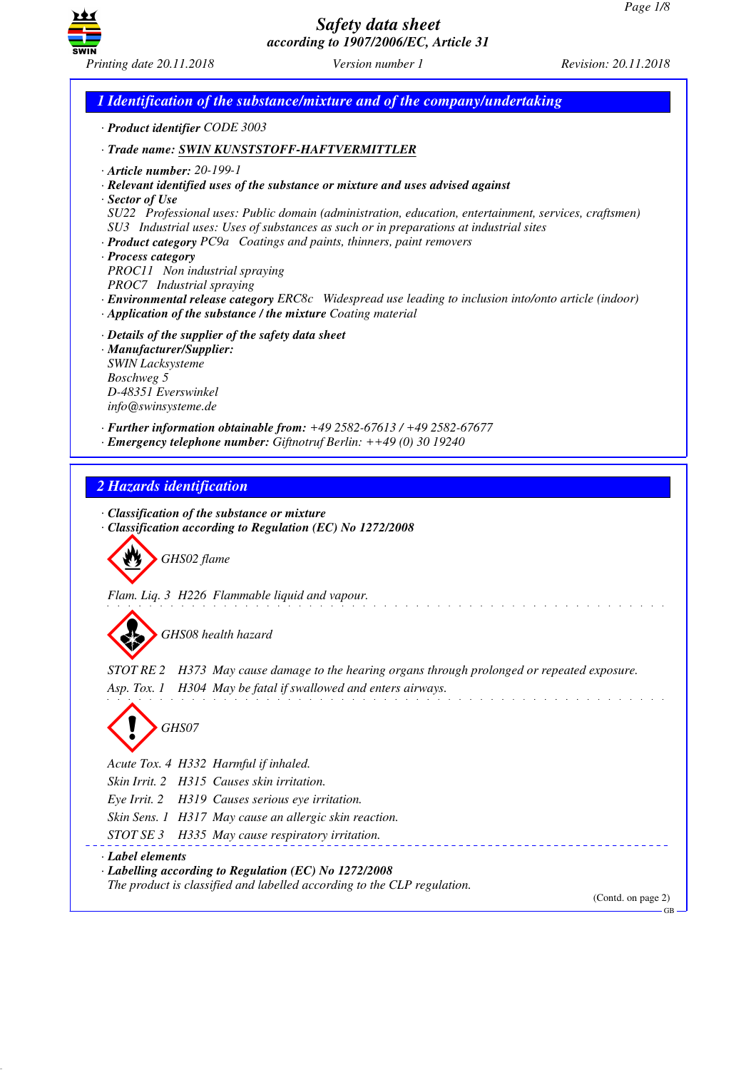# Safety data sheet
*according to 1907/2006/EC, Article 31*

*Printing date 20.11.2018* *Version number 1* *Revision: 20.11.2018*

## 1 Identification of the substance/mixture and of the company/undertaking

· **Product identifier** CODE 3003

· **Trade name: SWIN KUNSTSTOFF-HAFTVERMITTLER**

· **Article number:** 20-199-1
· **Relevant identified uses of the substance or mixture and uses advised against**
· **Sector of Use**
SU22 Professional uses: Public domain (administration, education, entertainment, services, craftsmen)
SU3 Industrial uses: Uses of substances as such or in preparations at industrial sites
· **Product category** PC9a Coatings and paints, thinners, paint removers
· **Process category**
PROC11 Non industrial spraying
PROC7 Industrial spraying
· **Environmental release category** ERC8c Widespread use leading to inclusion into/onto article (indoor)
· **Application of the substance / the mixture** Coating material

· **Details of the supplier of the safety data sheet**
· **Manufacturer/Supplier:**
SWIN Lacksysteme
Boschweg 5
D-48351 Everswinkel
info@swinsysteme.de

· **Further information obtainable from:** +49 2582-67613 / +49 2582-67677
· **Emergency telephone number:** Giftnotruf Berlin: ++49 (0) 30 19240

## 2 Hazards identification

· **Classification of the substance or mixture**
· **Classification according to Regulation (EC) No 1272/2008**

GHS02 flame

Flam. Liq. 3 H226 Flammable liquid and vapour.

GHS08 health hazard

STOT RE 2 H373 May cause damage to the hearing organs through prolonged or repeated exposure.
Asp. Tox. 1 H304 May be fatal if swallowed and enters airways.

GHS07

Acute Tox. 4 H332 Harmful if inhaled.
Skin Irrit. 2 H315 Causes skin irritation.
Eye Irrit. 2 H319 Causes serious eye irritation.
Skin Sens. 1 H317 May cause an allergic skin reaction.
STOT SE 3 H335 May cause respiratory irritation.

· **Label elements**
· **Labelling according to Regulation (EC) No 1272/2008**
The product is classified and labelled according to the CLP regulation.

(Contd. on page 2)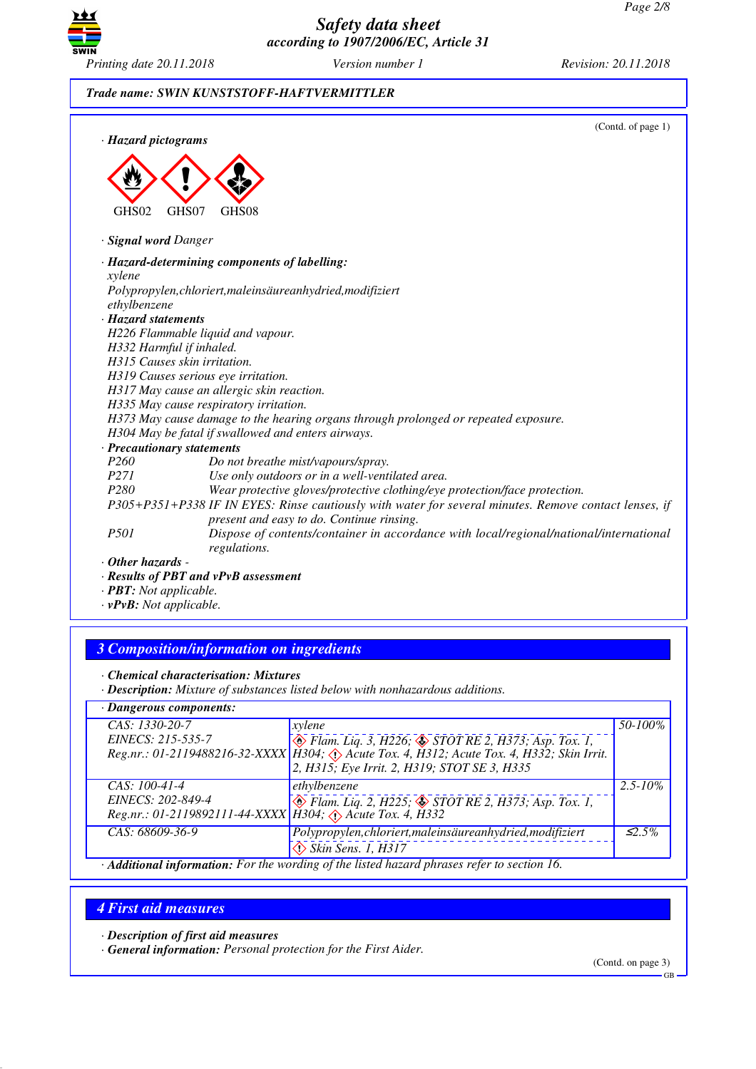Trade name: SWIN KUNSTSTOFF-HAFTVERMITTLER

(Contd. of page 1)

· **Hazard pictograms**

GHS02 GHS07 GHS08

· **Signal word** Danger

· **Hazard-determining components of labelling:**
xylene
Polypropylen,chloriert,maleinsäureanhydried,modifiziert
ethylbenzene

· **Hazard statements**
H226 Flammable liquid and vapour.
H332 Harmful if inhaled.
H315 Causes skin irritation.
H319 Causes serious eye irritation.
H317 May cause an allergic skin reaction.
H335 May cause respiratory irritation.
H373 May cause damage to the hearing organs through prolonged or repeated exposure.
H304 May be fatal if swallowed and enters airways.

· **Precautionary statements**

P260 Do not breathe mist/vapours/spray.
P271 Use only outdoors or in a well-ventilated area.
P280 Wear protective gloves/protective clothing/eye protection/face protection.
P305+P351+P338 IF IN EYES: Rinse cautiously with water for several minutes. Remove contact lenses, if present and easy to do. Continue rinsing.
P501 Dispose of contents/container in accordance with local/regional/national/international regulations.

· **Other hazards** -
· **Results of PBT and vPvB assessment**
· **PBT:** Not applicable.
· **vPvB:** Not applicable.

## 3 Composition/information on ingredients

· **Chemical characterisation: Mixtures**
· **Description:** Mixture of substances listed below with nonhazardous additions.

| · Dangerous components: | | |
|---|---|---|
| CAS: 1330-20-7<br>EINECS: 215-535-7<br>Reg.nr.: 01-2119488216-32-XXXX | xylene<br>Flam. Liq. 3, H226; STOT RE 2, H373; Asp. Tox. 1, H304; Acute Tox. 4, H312; Acute Tox. 4, H332; Skin Irrit. 2, H315; Eye Irrit. 2, H319; STOT SE 3, H335 | 50-100% |
| CAS: 100-41-4<br>EINECS: 202-849-4<br>Reg.nr.: 01-2119892111-44-XXXX | ethylbenzene<br>Flam. Liq. 2, H225; STOT RE 2, H373; Asp. Tox. 1, H304; Acute Tox. 4, H332 | 2.5-10% |
| CAS: 68609-36-9 | Polypropylen,chloriert,maleinsäureanhydried,modifiziert<br>Skin Sens. 1, H317 | ≤2.5% |

· **Additional information:** For the wording of the listed hazard phrases refer to section 16.

## 4 First aid measures

· **Description of first aid measures**
· **General information:** Personal protection for the First Aider.

(Contd. on page 3)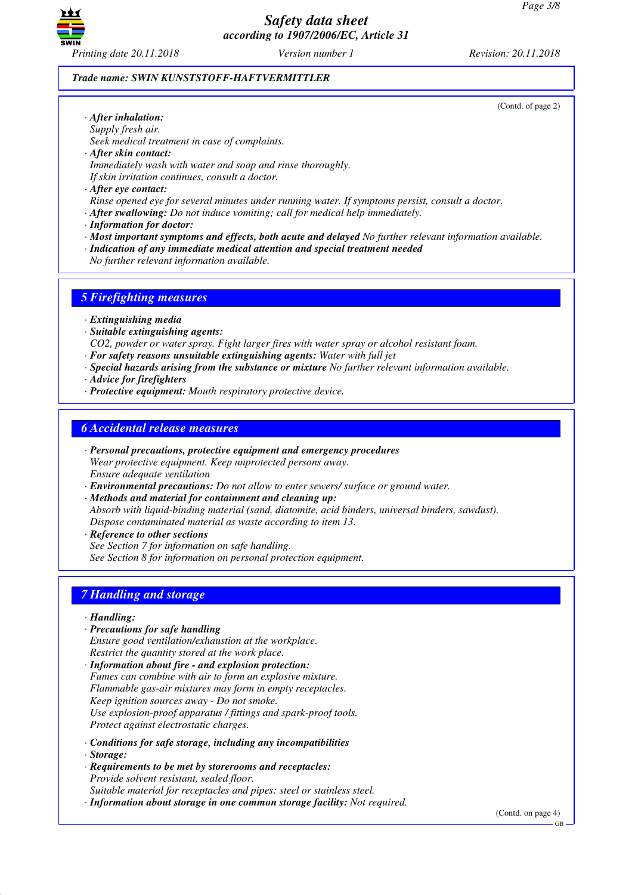**Trade name: SWIN KUNSTSTOFF-HAFTVERMITTLER**

(Contd. of page 2)

· ***After inhalation:***
*Supply fresh air.*
*Seek medical treatment in case of complaints.*
· ***After skin contact:***
*Immediately wash with water and soap and rinse thoroughly.*
*If skin irritation continues, consult a doctor.*
· ***After eye contact:***
*Rinse opened eye for several minutes under running water. If symptoms persist, consult a doctor.*
· ***After swallowing:*** *Do not induce vomiting; call for medical help immediately.*
· ***Information for doctor:***
· ***Most important symptoms and effects, both acute and delayed*** *No further relevant information available.*
· ***Indication of any immediate medical attention and special treatment needed***
*No further relevant information available.*

## 5 Firefighting measures

· ***Extinguishing media***
· ***Suitable extinguishing agents:***
*CO2, powder or water spray. Fight larger fires with water spray or alcohol resistant foam.*
· ***For safety reasons unsuitable extinguishing agents:*** *Water with full jet*
· ***Special hazards arising from the substance or mixture*** *No further relevant information available.*
· ***Advice for firefighters***
· ***Protective equipment:*** *Mouth respiratory protective device.*

## 6 Accidental release measures

· ***Personal precautions, protective equipment and emergency procedures***
*Wear protective equipment. Keep unprotected persons away.*
*Ensure adequate ventilation*
· ***Environmental precautions:*** *Do not allow to enter sewers/ surface or ground water.*
· ***Methods and material for containment and cleaning up:***
*Absorb with liquid-binding material (sand, diatomite, acid binders, universal binders, sawdust).*
*Dispose contaminated material as waste according to item 13.*
· ***Reference to other sections***
*See Section 7 for information on safe handling.*
*See Section 8 for information on personal protection equipment.*

## 7 Handling and storage

· ***Handling:***
· ***Precautions for safe handling***
*Ensure good ventilation/exhaustion at the workplace.*
*Restrict the quantity stored at the work place.*
· ***Information about fire - and explosion protection:***
*Fumes can combine with air to form an explosive mixture.*
*Flammable gas-air mixtures may form in empty receptacles.*
*Keep ignition sources away - Do not smoke.*
*Use explosion-proof apparatus / fittings and spark-proof tools.*
*Protect against electrostatic charges.*

· ***Conditions for safe storage, including any incompatibilities***
· ***Storage:***
· ***Requirements to be met by storerooms and receptacles:***
*Provide solvent resistant, sealed floor.*
*Suitable material for receptacles and pipes: steel or stainless steel.*
· ***Information about storage in one common storage facility:*** *Not required.*

(Contd. on page 4)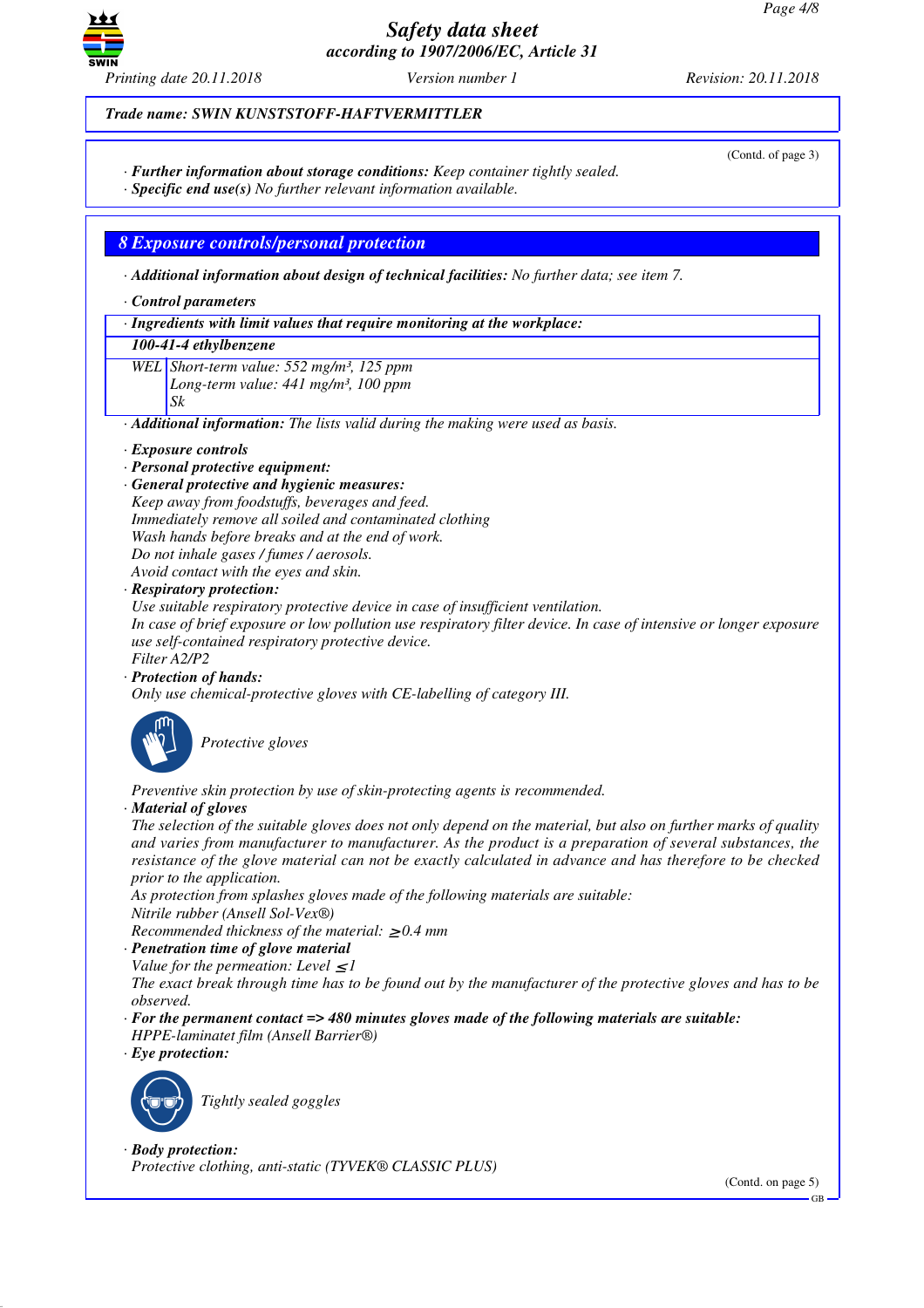**Trade name: SWIN KUNSTSTOFF-HAFTVERMITTLER**

(Contd. of page 3)

· **Further information about storage conditions:** Keep container tightly sealed.
· **Specific end use(s)** No further relevant information available.

## 8 Exposure controls/personal protection

· **Additional information about design of technical facilities:** No further data; see item 7.

· **Control parameters**

| · Ingredients with limit values that require monitoring at the workplace: | |
|---|---|
| **100-41-4 ethylbenzene** | |
| WEL | Short-term value: 552 mg/m³, 125 ppm<br>Long-term value: 441 mg/m³, 100 ppm<br>Sk |

· **Additional information:** The lists valid during the making were used as basis.

· **Exposure controls**
· **Personal protective equipment:**
· **General protective and hygienic measures:**
Keep away from foodstuffs, beverages and feed.
Immediately remove all soiled and contaminated clothing
Wash hands before breaks and at the end of work.
Do not inhale gases / fumes / aerosols.
Avoid contact with the eyes and skin.
· **Respiratory protection:**
Use suitable respiratory protective device in case of insufficient ventilation.
In case of brief exposure or low pollution use respiratory filter device. In case of intensive or longer exposure use self-contained respiratory protective device.
Filter A2/P2
· **Protection of hands:**
Only use chemical-protective gloves with CE-labelling of category III.

Protective gloves

Preventive skin protection by use of skin-protecting agents is recommended.
· **Material of gloves**
The selection of the suitable gloves does not only depend on the material, but also on further marks of quality and varies from manufacturer to manufacturer. As the product is a preparation of several substances, the resistance of the glove material can not be exactly calculated in advance and has therefore to be checked prior to the application.
As protection from splashes gloves made of the following materials are suitable:
Nitrile rubber (Ansell Sol-Vex®)
Recommended thickness of the material: $\geq$0.4 mm
· **Penetration time of glove material**
Value for the permeation: Level $\leq$1
The exact break through time has to be found out by the manufacturer of the protective gloves and has to be observed.
· **For the permanent contact => 480 minutes gloves made of the following materials are suitable:**
HPPE-laminatet film (Ansell Barrier®)
· **Eye protection:**

Tightly sealed goggles

· **Body protection:**
Protective clothing, anti-static (TYVEK® CLASSIC PLUS)

(Contd. on page 5)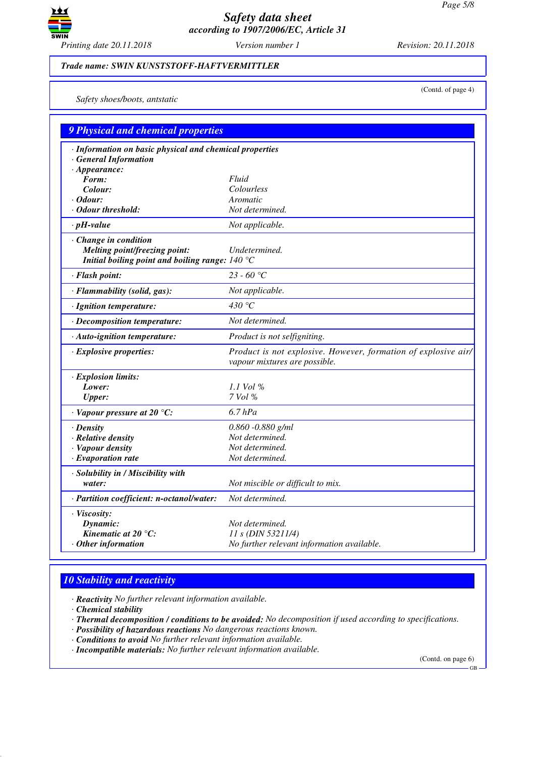**Trade name: SWIN KUNSTSTOFF-HAFTVERMITTLER**

(Contd. of page 4)

*Safety shoes/boots, antstatic*

## 9 Physical and chemical properties

| · Information on basic physical and chemical properties | |
|---|---|
| · General Information | |
| · Appearance: | |
| Form: | Fluid |
| Colour: | Colourless |
| · Odour: | Aromatic |
| · Odour threshold: | Not determined. |
| · pH-value | Not applicable. |
| · Change in condition | |
| Melting point/freezing point: | Undetermined. |
| Initial boiling point and boiling range: | 140 °C |
| · Flash point: | 23 - 60 °C |
| · Flammability (solid, gas): | Not applicable. |
| · Ignition temperature: | 430 °C |
| · Decomposition temperature: | Not determined. |
| · Auto-ignition temperature: | Product is not selfigniting. |
| · Explosive properties: | Product is not explosive. However, formation of explosive air/ vapour mixtures are possible. |
| · Explosion limits: | |
| Lower: | 1.1 Vol % |
| Upper: | 7 Vol % |
| · Vapour pressure at 20 °C: | 6.7 hPa |
| · Density | 0.860 -0.880 g/ml |
| · Relative density | Not determined. |
| · Vapour density | Not determined. |
| · Evaporation rate | Not determined. |
| · Solubility in / Miscibility with water: | Not miscible or difficult to mix. |
| · Partition coefficient: n-octanol/water: | Not determined. |
| · Viscosity: | |
| Dynamic: | Not determined. |
| Kinematic at 20 °C: | 11 s (DIN 53211/4) |
| · Other information | No further relevant information available. |

## 10 Stability and reactivity

- **Reactivity** No further relevant information available.
- **Chemical stability**
- **Thermal decomposition / conditions to be avoided:** No decomposition if used according to specifications.
- **Possibility of hazardous reactions** No dangerous reactions known.
- **Conditions to avoid** No further relevant information available.
- **Incompatible materials:** No further relevant information available.

(Contd. on page 6)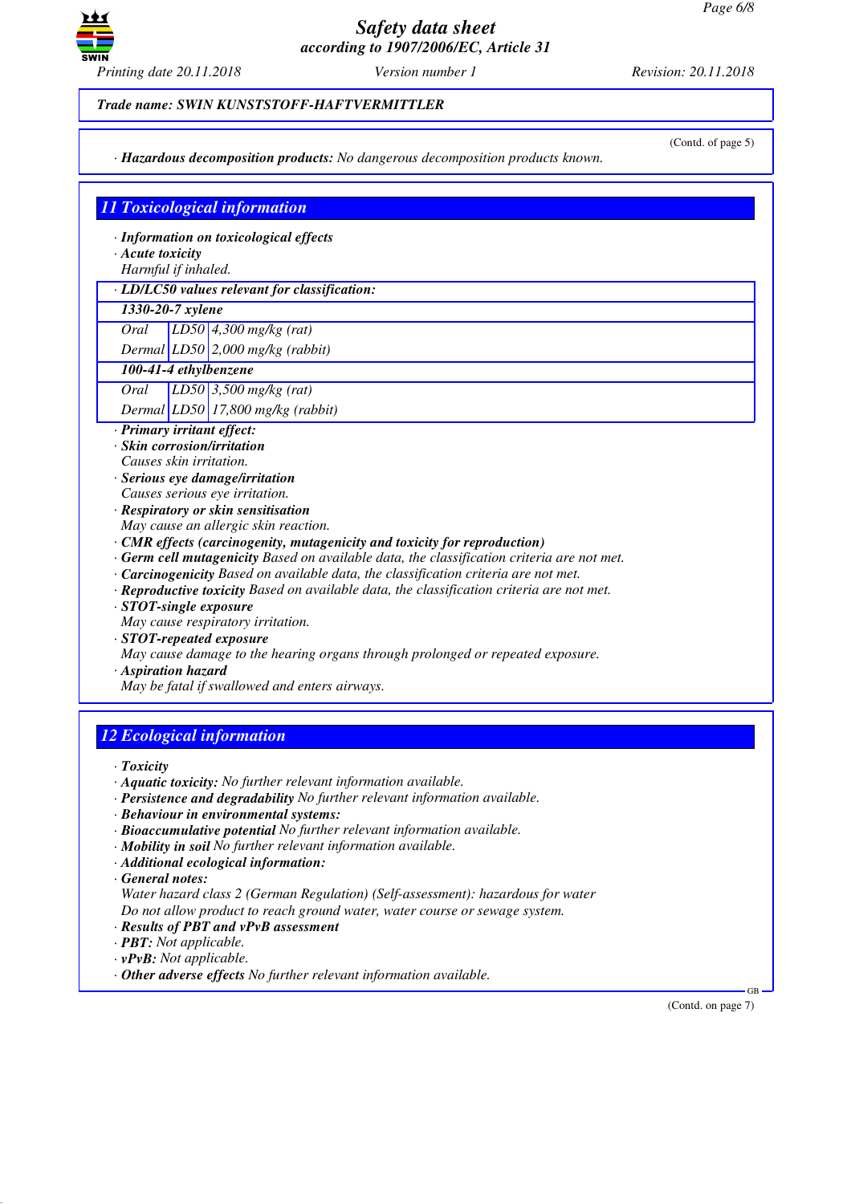*Trade name: SWIN KUNSTSTOFF-HAFTVERMITTLER*

(Contd. of page 5)

· **Hazardous decomposition products:** No dangerous decomposition products known.

## 11 Toxicological information

· **Information on toxicological effects**
· **Acute toxicity**
Harmful if inhaled.

| · LD/LC50 values relevant for classification: | | |
|---|---|---|
| **1330-20-7 xylene** | | |
| Oral | LD50 | 4,300 mg/kg (rat) |
| Dermal | LD50 | 2,000 mg/kg (rabbit) |
| **100-41-4 ethylbenzene** | | |
| Oral | LD50 | 3,500 mg/kg (rat) |
| Dermal | LD50 | 17,800 mg/kg (rabbit) |

· **Primary irritant effect:**
· **Skin corrosion/irritation**
Causes skin irritation.
· **Serious eye damage/irritation**
Causes serious eye irritation.
· **Respiratory or skin sensitisation**
May cause an allergic skin reaction.
· **CMR effects (carcinogenity, mutagenicity and toxicity for reproduction)**
· **Germ cell mutagenicity** Based on available data, the classification criteria are not met.
· **Carcinogenicity** Based on available data, the classification criteria are not met.
· **Reproductive toxicity** Based on available data, the classification criteria are not met.
· **STOT-single exposure**
May cause respiratory irritation.
· **STOT-repeated exposure**
May cause damage to the hearing organs through prolonged or repeated exposure.
· **Aspiration hazard**
May be fatal if swallowed and enters airways.

## 12 Ecological information

· **Toxicity**
· **Aquatic toxicity:** No further relevant information available.
· **Persistence and degradability** No further relevant information available.
· **Behaviour in environmental systems:**
· **Bioaccumulative potential** No further relevant information available.
· **Mobility in soil** No further relevant information available.
· **Additional ecological information:**
· **General notes:**
Water hazard class 2 (German Regulation) (Self-assessment): hazardous for water
Do not allow product to reach ground water, water course or sewage system.
· **Results of PBT and vPvB assessment**
· **PBT:** Not applicable.
· **vPvB:** Not applicable.
· **Other adverse effects** No further relevant information available.

(Contd. on page 7)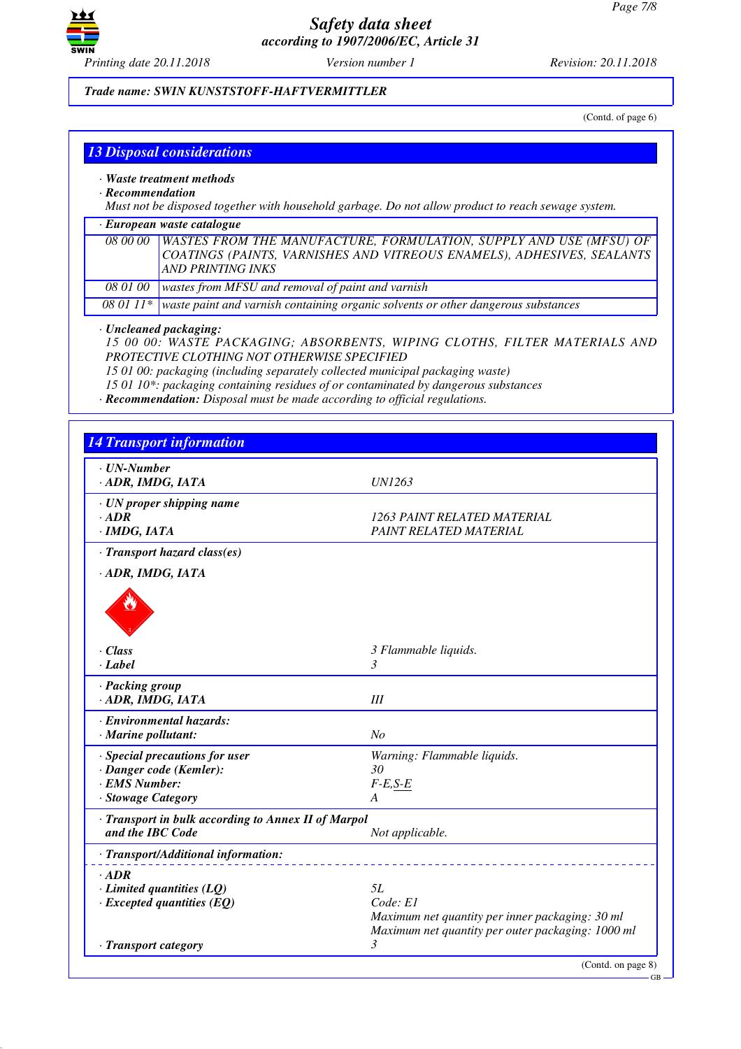Trade name: SWIN KUNSTSTOFF-HAFTVERMITTLER

(Contd. of page 6)

## 13 Disposal considerations

· **Waste treatment methods**
· **Recommendation**
Must not be disposed together with household garbage. Do not allow product to reach sewage system.

| · European waste catalogue | |
|---|---|
| 08 00 00 | WASTES FROM THE MANUFACTURE, FORMULATION, SUPPLY AND USE (MFSU) OF COATINGS (PAINTS, VARNISHES AND VITREOUS ENAMELS), ADHESIVES, SEALANTS AND PRINTING INKS |
| 08 01 00 | wastes from MFSU and removal of paint and varnish |
| 08 01 11* | waste paint and varnish containing organic solvents or other dangerous substances |

· **Uncleaned packaging:**
15 00 00: WASTE PACKAGING; ABSORBENTS, WIPING CLOTHS, FILTER MATERIALS AND PROTECTIVE CLOTHING NOT OTHERWISE SPECIFIED
15 01 00: packaging (including separately collected municipal packaging waste)
15 01 10*: packaging containing residues of or contaminated by dangerous substances
· **Recommendation:** Disposal must be made according to official regulations.

## 14 Transport information

| | |
|---|---|
| · **UN-Number** | |
| · **ADR, IMDG, IATA** | UN1263 |
| · **UN proper shipping name** | |
| · **ADR** | 1263 PAINT RELATED MATERIAL |
| · **IMDG, IATA** | PAINT RELATED MATERIAL |
| · **Transport hazard class(es)** | |
| · **ADR, IMDG, IATA** | |
| · **Class** | 3 Flammable liquids. |
| · **Label** | 3 |
| · **Packing group** | |
| · **ADR, IMDG, IATA** | III |
| · **Environmental hazards:** | |
| · **Marine pollutant:** | No |
| · **Special precautions for user** | Warning: Flammable liquids. |
| · **Danger code (Kemler):** | 30 |
| · **EMS Number:** | F-E,S-E |
| · **Stowage Category** | A |
| · **Transport in bulk according to Annex II of Marpol and the IBC Code** | Not applicable. |
| · **Transport/Additional information:** | |
| · **ADR** | |
| · **Limited quantities (LQ)** | 5L |
| · **Excepted quantities (EQ)** | Code: E1<br>Maximum net quantity per inner packaging: 30 ml<br>Maximum net quantity per outer packaging: 1000 ml |
| · **Transport category** | 3 |

(Contd. on page 8)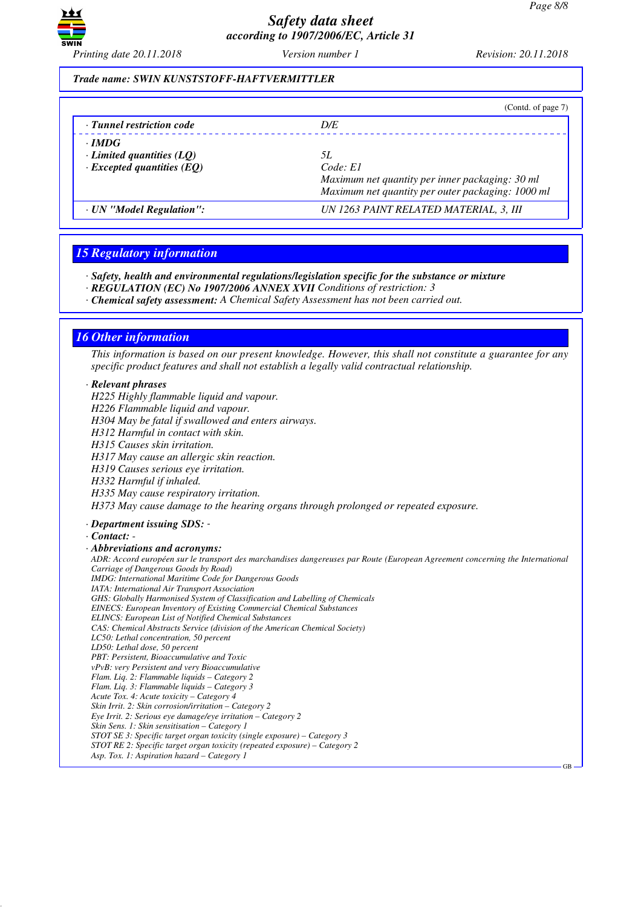**Trade name: SWIN KUNSTSTOFF-HAFTVERMITTLER**

(Contd. of page 7)

| | |
|---|---|
| · **Tunnel restriction code** | D/E |
| · **IMDG** | |
| · **Limited quantities (LQ)** | 5L |
| · **Excepted quantities (EQ)** | Code: E1<br>Maximum net quantity per inner packaging: 30 ml<br>Maximum net quantity per outer packaging: 1000 ml |
| · **UN "Model Regulation":** | UN 1263 PAINT RELATED MATERIAL, 3, III |

## 15 Regulatory information

· **Safety, health and environmental regulations/legislation specific for the substance or mixture**
· **REGULATION (EC) No 1907/2006 ANNEX XVII** Conditions of restriction: 3
· **Chemical safety assessment:** A Chemical Safety Assessment has not been carried out.

## 16 Other information

This information is based on our present knowledge. However, this shall not constitute a guarantee for any specific product features and shall not establish a legally valid contractual relationship.

· **Relevant phrases**
H225 Highly flammable liquid and vapour.
H226 Flammable liquid and vapour.
H304 May be fatal if swallowed and enters airways.
H312 Harmful in contact with skin.
H315 Causes skin irritation.
H317 May cause an allergic skin reaction.
H319 Causes serious eye irritation.
H332 Harmful if inhaled.
H335 May cause respiratory irritation.
H373 May cause damage to the hearing organs through prolonged or repeated exposure.

· **Department issuing SDS:** -
· **Contact:** -
· **Abbreviations and acronyms:**
ADR: Accord européen sur le transport des marchandises dangereuses par Route (European Agreement concerning the International Carriage of Dangerous Goods by Road)
IMDG: International Maritime Code for Dangerous Goods
IATA: International Air Transport Association
GHS: Globally Harmonised System of Classification and Labelling of Chemicals
EINECS: European Inventory of Existing Commercial Chemical Substances
ELINCS: European List of Notified Chemical Substances
CAS: Chemical Abstracts Service (division of the American Chemical Society)
LC50: Lethal concentration, 50 percent
LD50: Lethal dose, 50 percent
PBT: Persistent, Bioaccumulative and Toxic
vPvB: very Persistent and very Bioaccumulative
Flam. Liq. 2: Flammable liquids – Category 2
Flam. Liq. 3: Flammable liquids – Category 3
Acute Tox. 4: Acute toxicity – Category 4
Skin Irrit. 2: Skin corrosion/irritation – Category 2
Eye Irrit. 2: Serious eye damage/eye irritation – Category 2
Skin Sens. 1: Skin sensitisation – Category 1
STOT SE 3: Specific target organ toxicity (single exposure) – Category 3
STOT RE 2: Specific target organ toxicity (repeated exposure) – Category 2
Asp. Tox. 1: Aspiration hazard – Category 1